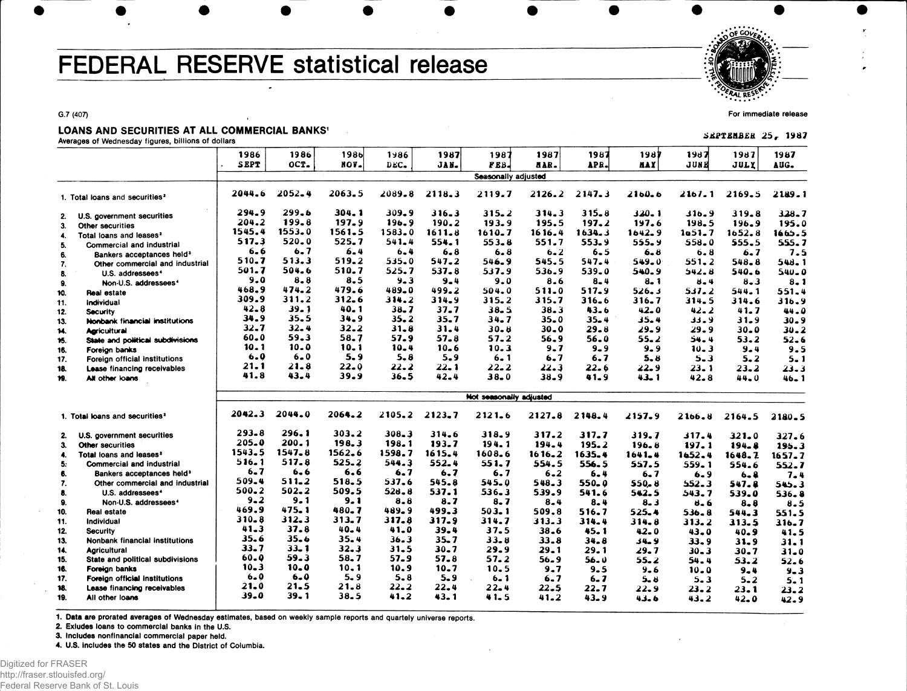# FEDERAL RESERVE statistical release

G.7 (407)

For immediate release

SEPTEMBER 25, 1987

## LOANS AND SECURITIES AT ALL COMMERCIAL BANKS[1]

Averages of Wednesday figures, billions of dollars

| | 1986 SEPT | 1986 OCT. | 1986 NOV. | 1986 DEC. | 1987 JAN. | 1987 FEB. | 1987 MAR. | 1987 APR. | 1987 MAY | 1987 JUNE | 1987 JULY | 1987 AUG. |
|---|---|---|---|---|---|---|---|---|---|---|---|---|
| | Seasonally adjusted | | | | | | | | | | | |
| 1. Total loans and securities[2] | 2044.6 | 2052.4 | 2063.5 | 2089.8 | 2118.3 | 2119.7 | 2126.2 | 2147.3 | 2160.6 | 2167.1 | 2169.5 | 2189.1 |
| 2. U.S. government securities | 294.9 | 299.6 | 304.1 | 309.9 | 316.3 | 315.2 | 314.3 | 315.8 | 320.1 | 316.9 | 319.8 | 328.7 |
| 3. Other securities | 204.2 | 199.8 | 197.9 | 196.9 | 190.2 | 193.9 | 195.5 | 197.2 | 197.6 | 198.5 | 196.9 | 195.0 |
| 4. Total loans and leases[2] | 1545.4 | 1553.0 | 1561.5 | 1583.0 | 1611.8 | 1610.7 | 1616.4 | 1634.3 | 1642.9 | 1651.7 | 1652.8 | 1665.5 |
| 5. Commercial and industrial | 517.3 | 520.0 | 525.7 | 541.4 | 554.1 | 553.8 | 551.7 | 553.9 | 555.9 | 558.0 | 555.5 | 555.7 |
| 6. Bankers acceptances held[3] | 6.6 | 6.7 | 6.4 | 6.4 | 6.8 | 6.8 | 6.2 | 6.5 | 6.8 | 6.8 | 6.7 | 7.5 |
| 7. Other commercial and industrial | 510.7 | 513.3 | 519.2 | 535.0 | 547.2 | 546.9 | 545.5 | 547.4 | 549.0 | 551.2 | 548.8 | 548.1 |
| 8. U.S. addressees[4] | 501.7 | 504.6 | 510.7 | 525.7 | 537.8 | 537.9 | 536.9 | 539.0 | 540.9 | 542.8 | 540.6 | 540.0 |
| 9. Non-U.S. addressees[4] | 9.0 | 8.8 | 8.5 | 9.3 | 9.4 | 9.0 | 8.6 | 8.4 | 8.1 | 8.4 | 8.3 | 8.1 |
| 10. Real estate | 468.9 | 474.2 | 479.6 | 489.0 | 499.2 | 504.0 | 511.0 | 517.9 | 526.3 | 537.2 | 544.1 | 551.4 |
| 11. Individual | 309.9 | 311.2 | 312.6 | 314.2 | 314.9 | 315.2 | 315.7 | 316.6 | 316.7 | 314.5 | 314.6 | 316.9 |
| 12. Security | 42.8 | 39.1 | 40.1 | 38.7 | 37.7 | 38.5 | 38.3 | 43.6 | 42.0 | 42.2 | 41.7 | 44.0 |
| 13. Nonbank financial institutions | 34.9 | 35.5 | 34.9 | 35.2 | 35.7 | 34.7 | 35.0 | 35.4 | 35.4 | 33.9 | 31.9 | 30.9 |
| 14. Agricultural | 32.7 | 32.4 | 32.2 | 31.8 | 31.4 | 30.8 | 30.0 | 29.8 | 29.9 | 29.9 | 30.0 | 30.2 |
| 15. State and political subdivisions | 60.0 | 59.3 | 58.7 | 57.9 | 57.8 | 57.2 | 56.9 | 56.0 | 55.2 | 54.4 | 53.2 | 52.6 |
| 16. Foreign banks | 10.1 | 10.0 | 10.1 | 10.4 | 10.6 | 10.3 | 9.7 | 9.9 | 9.9 | 10.3 | 9.4 | 9.5 |
| 17. Foreign official institutions | 6.0 | 6.0 | 5.9 | 5.8 | 5.9 | 6.1 | 6.7 | 6.7 | 5.8 | 5.3 | 5.2 | 5.1 |
| 18. Lease financing receivables | 21.1 | 21.8 | 22.0 | 22.2 | 22.1 | 22.2 | 22.3 | 22.6 | 22.9 | 23.1 | 23.2 | 23.3 |
| 19. All other loans | 41.8 | 43.4 | 39.9 | 36.5 | 42.4 | 38.0 | 38.9 | 41.9 | 43.1 | 42.8 | 44.0 | 46.1 |
| | Not seasonally adjusted | | | | | | | | | | | |
| 1. Total loans and securities[2] | 2042.3 | 2044.0 | 2064.2 | 2105.2 | 2123.7 | 2121.6 | 2127.8 | 2148.4 | 2157.9 | 2166.8 | 2164.5 | 2180.5 |
| 2. U.S. government securities | 293.8 | 296.1 | 303.2 | 308.3 | 314.6 | 318.9 | 317.2 | 317.7 | 319.7 | 317.4 | 321.0 | 327.6 |
| 3. Other securities | 205.0 | 200.1 | 198.3 | 198.1 | 193.7 | 194.1 | 194.4 | 195.2 | 196.8 | 197.1 | 194.8 | 195.3 |
| 4. Total loans and leases[2] | 1543.5 | 1547.8 | 1562.6 | 1598.7 | 1615.4 | 1608.6 | 1616.2 | 1635.4 | 1641.4 | 1652.4 | 1648.7 | 1657.7 |
| 5. Commercial and industrial | 516.1 | 517.8 | 525.2 | 544.3 | 552.4 | 551.7 | 554.5 | 556.5 | 557.5 | 559.1 | 554.6 | 552.7 |
| 6. Bankers acceptances held[3] | 6.7 | 6.6 | 6.6 | 6.7 | 6.7 | 6.7 | 6.2 | 6.4 | 6.7 | 6.9 | 6.8 | 7.4 |
| 7. Other commercial and industrial | 509.4 | 511.2 | 518.5 | 537.6 | 545.8 | 545.0 | 548.3 | 550.0 | 550.8 | 552.3 | 547.8 | 545.3 |
| 8. U.S. addressees[4] | 500.2 | 502.2 | 509.5 | 528.8 | 537.1 | 536.3 | 539.9 | 541.6 | 542.5 | 543.7 | 539.0 | 536.8 |
| 9. Non-U.S. addressees[4] | 9.2 | 9.1 | 9.1 | 8.8 | 8.7 | 8.7 | 8.4 | 8.4 | 8.3 | 8.6 | 8.8 | 8.5 |
| 10. Real estate | 469.9 | 475.1 | 480.7 | 489.9 | 499.3 | 503.1 | 509.8 | 516.7 | 525.4 | 536.8 | 544.3 | 551.5 |
| 11. Individual | 310.8 | 312.3 | 313.7 | 317.8 | 317.9 | 314.7 | 313.3 | 314.4 | 314.8 | 313.2 | 313.5 | 316.7 |
| 12. Security | 41.3 | 37.8 | 40.4 | 41.0 | 39.4 | 37.5 | 38.6 | 45.1 | 42.0 | 43.0 | 40.9 | 41.5 |
| 13. Nonbank financial institutions | 35.6 | 35.6 | 35.4 | 36.3 | 35.7 | 33.8 | 33.8 | 34.8 | 34.9 | 33.9 | 31.9 | 31.1 |
| 14. Agricultural | 33.7 | 33.1 | 32.3 | 31.5 | 30.7 | 29.9 | 29.1 | 29.1 | 29.7 | 30.3 | 30.7 | 31.0 |
| 15. State and political subdivisions | 60.0 | 59.3 | 58.7 | 57.9 | 57.8 | 57.2 | 56.9 | 56.0 | 55.2 | 54.4 | 53.2 | 52.6 |
| 16. Foreign banks | 10.3 | 10.0 | 10.1 | 10.9 | 10.7 | 10.5 | 9.7 | 9.5 | 9.6 | 10.0 | 9.4 | 9.3 |
| 17. Foreign official institutions | 6.0 | 6.0 | 5.9 | 5.8 | 5.9 | 6.1 | 6.7 | 6.7 | 5.8 | 5.3 | 5.2 | 5.1 |
| 18. Lease financing receivables | 21.0 | 21.5 | 21.8 | 22.2 | 22.4 | 22.4 | 22.5 | 22.7 | 22.9 | 23.2 | 23.1 | 23.2 |
| 19. All other loans | 39.0 | 39.1 | 38.5 | 41.2 | 43.1 | 41.5 | 41.2 | 43.9 | 43.6 | 43.2 | 42.0 | 42.9 |

1. Data are prorated averages of Wednesday estimates, based on weekly sample reports and quartely universe reports.
2. Exludes loans to commercial banks in the U.S.
3. Includes nonfinancial commercial paper held.
4. U.S. includes the 50 states and the District of Columbia.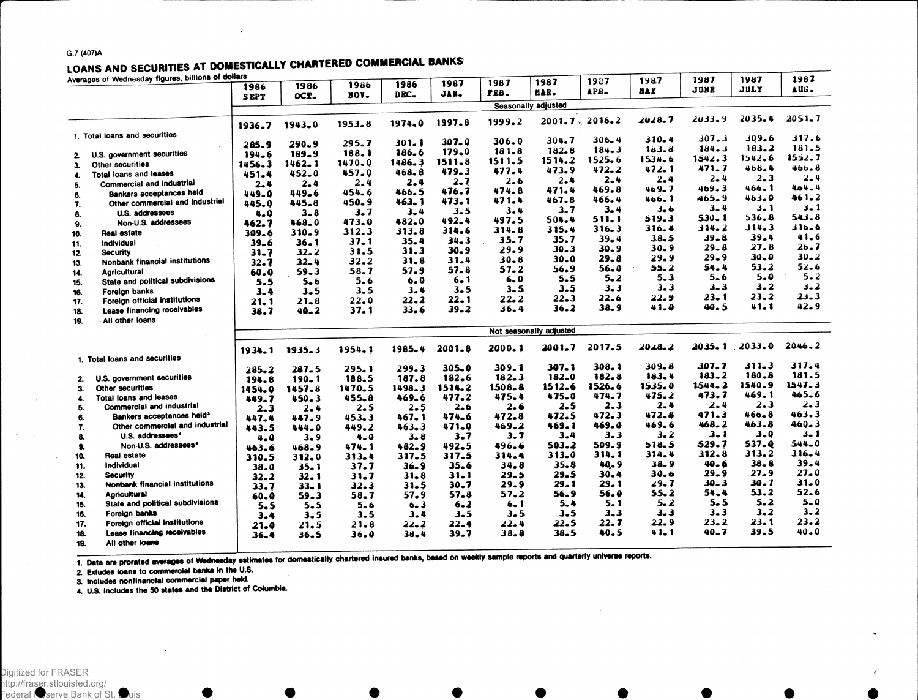G.7 (407)A

# LOANS AND SECURITIES AT DOMESTICALLY CHARTERED COMMERCIAL BANKS

Averages of Wednesday figures, billions of dollars

| | 1986 SEPT | 1986 OCT. | 1986 NOV. | 1986 DEC. | 1987 JAN. | 1987 FEB. | 1987 MAR. | 1987 APR. | 1987 MAY | 1987 JUNE | 1987 JULY | 1987 AUG. |
|---|---|---|---|---|---|---|---|---|---|---|---|---|
| | Seasonally adjusted | | | | | | | | | | | |
| 1. Total loans and securities | 1936.7 | 1943.0 | 1953.8 | 1974.0 | 1997.8 | 1999.2 | 2001.7 | 2016.2 | 2028.7 | 2033.9 | 2035.4 | 2051.7 |
| 2. U.S. government securities | 285.9 | 290.9 | 295.7 | 301.1 | 307.0 | 306.0 | 304.7 | 306.4 | 310.4 | 307.3 | 309.6 | 317.6 |
| 3. Other securities | 194.6 | 189.9 | 188.1 | 186.6 | 179.0 | 181.8 | 182.8 | 184.3 | 183.8 | 184.3 | 183.2 | 181.5 |
| 4. Total loans and leases | 1456.3 | 1462.1 | 1470.0 | 1486.3 | 1511.8 | 1511.5 | 1514.2 | 1525.6 | 1534.6 | 1542.3 | 1542.6 | 1552.7 |
| 5. Commercial and industrial | 451.4 | 452.0 | 457.0 | 468.8 | 479.3 | 477.4 | 473.9 | 472.2 | 472.1 | 471.7 | 468.4 | 466.8 |
| 6. Bankers acceptances held | 2.4 | 2.4 | 2.4 | 2.4 | 2.7 | 2.6 | 2.4 | 2.4 | 2.4 | 2.4 | 2.3 | 2.4 |
| 7. Other commercial and industrial | 449.0 | 449.6 | 454.6 | 466.5 | 476.7 | 474.8 | 471.4 | 469.8 | 469.7 | 469.3 | 466.1 | 464.4 |
| 8. U.S. addressees | 445.0 | 445.8 | 450.9 | 463.1 | 473.1 | 471.4 | 467.8 | 466.4 | 466.1 | 465.9 | 463.0 | 461.2 |
| 9. Non-U.S. addressees | 4.0 | 3.8 | 3.7 | 3.4 | 3.5 | 3.4 | 3.7 | 3.4 | 3.6 | 3.4 | 3.1 | 3.1 |
| 10. Real estate | 462.7 | 468.0 | 473.0 | 482.0 | 492.4 | 497.5 | 504.4 | 511.1 | 519.3 | 530.1 | 536.8 | 543.8 |
| 11. Individual | 309.6 | 310.9 | 312.3 | 313.8 | 314.6 | 314.8 | 315.4 | 316.3 | 316.4 | 314.2 | 314.3 | 316.6 |
| 12. Security | 39.6 | 36.1 | 37.1 | 35.4 | 34.3 | 35.7 | 35.7 | 39.4 | 38.5 | 39.8 | 39.4 | 41.6 |
| 13. Nonbank financial institutions | 31.7 | 32.2 | 31.5 | 31.3 | 30.9 | 29.9 | 30.3 | 30.9 | 30.9 | 29.8 | 27.8 | 26.7 |
| 14. Agricultural | 32.7 | 32.4 | 32.2 | 31.8 | 31.4 | 30.8 | 30.0 | 29.8 | 29.9 | 29.9 | 30.0 | 30.2 |
| 15. State and political subdivisions | 60.0 | 59.3 | 58.7 | 57.9 | 57.8 | 57.2 | 56.9 | 56.0 | 55.2 | 54.4 | 53.2 | 52.6 |
| 16. Foreign banks | 5.5 | 5.6 | 5.6 | 6.0 | 6.1 | 6.0 | 5.5 | 5.2 | 5.3 | 5.6 | 5.0 | 5.2 |
| 17. Foreign official institutions | 3.4 | 3.5 | 3.5 | 3.4 | 3.5 | 3.5 | 3.5 | 3.3 | 3.3 | 3.3 | 3.2 | 3.2 |
| 18. Lease financing receivables | 21.1 | 21.8 | 22.0 | 22.2 | 22.1 | 22.2 | 22.3 | 22.6 | 22.9 | 23.1 | 23.2 | 23.3 |
| 19. All other loans | 38.7 | 40.2 | 37.1 | 33.6 | 39.2 | 36.4 | 36.2 | 38.9 | 41.0 | 40.5 | 41.1 | 42.9 |
| | Not seasonally adjusted | | | | | | | | | | | |
| 1. Total loans and securities | 1934.1 | 1935.3 | 1954.1 | 1985.4 | 2001.8 | 2000.1 | 2001.7 | 2017.5 | 2028.2 | 2035.1 | 2033.0 | 2046.2 |
| 2. U.S. government securities | 285.2 | 287.5 | 295.1 | 299.3 | 305.0 | 309.1 | 307.1 | 308.1 | 309.8 | 307.7 | 311.3 | 317.4 |
| 3. Other securities | 194.8 | 190.1 | 188.5 | 187.8 | 182.6 | 182.3 | 182.0 | 182.8 | 183.4 | 183.2 | 180.8 | 181.5 |
| 4. Total loans and leases | 1454.0 | 1457.8 | 1470.5 | 1498.3 | 1514.2 | 1508.8 | 1512.6 | 1526.6 | 1535.0 | 1544.2 | 1540.9 | 1547.3 |
| 5. Commercial and industrial | 449.7 | 450.3 | 455.8 | 469.6 | 477.2 | 475.4 | 475.0 | 474.7 | 475.2 | 473.7 | 469.1 | 465.6 |
| 6. Bankers acceptances held[3] | 2.3 | 2.4 | 2.5 | 2.5 | 2.6 | 2.6 | 2.5 | 2.3 | 2.4 | 2.4 | 2.3 | 2.3 |
| 7. Other commercial and industrial | 447.4 | 447.9 | 453.3 | 467.1 | 474.6 | 472.8 | 472.5 | 472.3 | 472.8 | 471.3 | 466.8 | 463.3 |
| 8. U.S. addressees[4] | 443.5 | 444.0 | 449.2 | 463.3 | 471.0 | 469.2 | 469.1 | 469.0 | 469.6 | 468.2 | 463.8 | 460.3 |
| 9. Non-U.S. addressees[4] | 4.0 | 3.9 | 4.0 | 3.8 | 3.7 | 3.7 | 3.4 | 3.3 | 3.2 | 3.1 | 3.0 | 3.1 |
| 10. Real estate | 463.6 | 468.9 | 474.1 | 482.9 | 492.5 | 496.6 | 503.2 | 509.9 | 518.5 | 529.7 | 537.0 | 544.0 |
| 11. Individual | 310.5 | 312.0 | 313.4 | 317.5 | 317.5 | 314.4 | 313.0 | 314.1 | 314.4 | 312.8 | 313.2 | 316.4 |
| 12. Security | 38.0 | 35.1 | 37.7 | 36.9 | 35.6 | 34.8 | 35.8 | 40.9 | 38.9 | 40.6 | 38.8 | 39.4 |
| 13. Nonbank financial institutions | 32.2 | 32.1 | 31.7 | 31.8 | 31.1 | 29.5 | 29.5 | 30.4 | 30.6 | 29.9 | 27.9 | 27.0 |
| 14. Agricultural | 33.7 | 33.1 | 32.3 | 31.5 | 30.7 | 29.9 | 29.1 | 29.1 | 29.7 | 30.3 | 30.7 | 31.0 |
| 15. State and political subdivisions | 60.0 | 59.3 | 58.7 | 57.9 | 57.8 | 57.2 | 56.9 | 56.0 | 55.2 | 54.4 | 53.2 | 52.6 |
| 16. Foreign banks | 5.5 | 5.5 | 5.6 | 6.3 | 6.2 | 6.1 | 5.4 | 5.1 | 5.2 | 5.5 | 5.2 | 5.0 |
| 17. Foreign official institutions | 3.4 | 3.5 | 3.5 | 3.4 | 3.5 | 3.5 | 3.5 | 3.3 | 3.3 | 3.3 | 3.2 | 3.2 |
| 18. Lease financing receivables | 21.0 | 21.5 | 21.8 | 22.2 | 22.4 | 22.4 | 22.5 | 22.7 | 22.9 | 23.2 | 23.1 | 23.2 |
| 19. All other loans | 36.4 | 36.5 | 36.0 | 38.4 | 39.7 | 38.8 | 38.5 | 40.5 | 41.1 | 40.7 | 39.5 | 40.0 |

1. Data are prorated averages of Wednesday estimates for domestically chartered insured banks, based on weekly sample reports and quarterly universe reports.
2. Exludes loans to commercial banks in the U.S.
3. Includes nonfinancial commercial paper held.
4. U.S. includes the 50 states and the District of Columbia.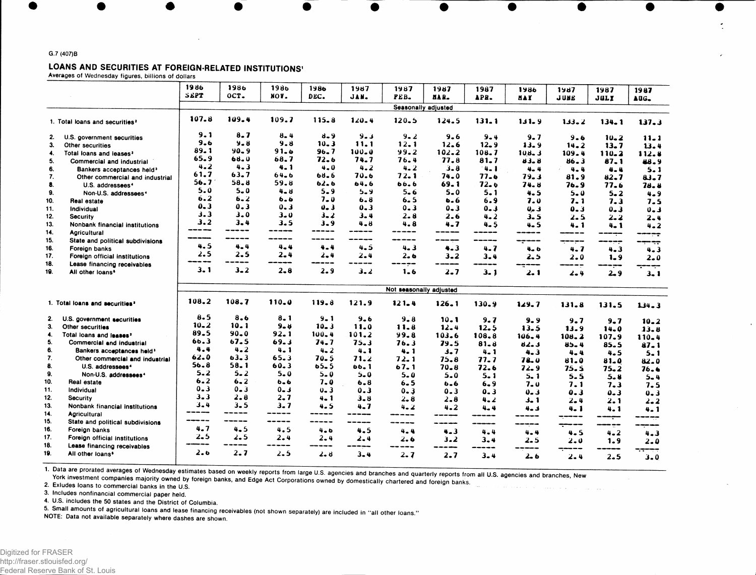G.7 (407)B

## LOANS AND SECURITIES AT FOREIGN-RELATED INSTITUTIONS[1]

Averages of Wednesday figures, billions of dollars

| | 1986 SEPT | 1986 OCT. | 1986 NOV. | 1986 DEC. | 1987 JAN. | 1987 FEB. | 1987 MAR. | 1987 APR. | 1986 MAY | 1987 JUNE | 1987 JULY | 1987 AUG. |
|---|---|---|---|---|---|---|---|---|---|---|---|---|
| | | | | | | Seasonally adjusted | | | | | | |
| 1. Total loans and securities[2] | 107.8 | 109.4 | 109.7 | 115.8 | 120.4 | 120.5 | 124.5 | 131.1 | 131.9 | 133.2 | 134.1 | 137.3 |
| 2. U.S. government securities | 9.1 | 8.7 | 8.4 | 8.9 | 9.3 | 9.2 | 9.6 | 9.4 | 9.7 | 9.6 | 10.2 | 11.1 |
| 3. Other securities | 9.6 | 9.8 | 9.8 | 10.3 | 11.1 | 12.1 | 12.6 | 12.9 | 13.9 | 14.2 | 13.7 | 13.4 |
| 4. Total loans and leases[2] | 89.1 | 90.9 | 91.6 | 96.7 | 100.0 | 99.2 | 102.2 | 108.7 | 108.3 | 109.4 | 110.2 | 112.8 |
| 5. Commercial and industrial | 65.9 | 68.0 | 68.7 | 72.6 | 74.7 | 76.4 | 77.8 | 81.7 | 83.8 | 86.3 | 87.1 | 88.9 |
| 6. Bankers acceptances held[3] | 4.2 | 4.3 | 4.1 | 4.0 | 4.2 | 4.2 | 3.8 | 4.1 | 4.4 | 4.4 | 4.4 | 5.1 |
| 7. Other commercial and industrial | 61.7 | 63.7 | 64.6 | 68.6 | 70.6 | 72.1 | 74.0 | 77.6 | 79.3 | 81.9 | 82.7 | 83.7 |
| 8. U.S. addressees[4] | 56.7 | 58.8 | 59.8 | 62.6 | 64.6 | 66.6 | 69.1 | 72.6 | 74.8 | 76.9 | 77.6 | 78.8 |
| 9. Non-U.S. addressees[4] | 5.0 | 5.0 | 4.8 | 5.9 | 5.9 | 5.6 | 5.0 | 5.1 | 4.5 | 5.0 | 5.2 | 4.9 |
| 10. Real estate | 6.2 | 6.2 | 6.6 | 7.0 | 6.8 | 6.5 | 6.6 | 6.9 | 7.0 | 7.1 | 7.3 | 7.5 |
| 11. Individual | 0.3 | 0.3 | 0.3 | 0.3 | 0.3 | 0.3 | 0.3 | 0.3 | 0.3 | 0.3 | 0.3 | 0.3 |
| 12. Security | 3.3 | 3.0 | 3.0 | 3.2 | 3.4 | 2.8 | 2.6 | 4.2 | 3.5 | 2.5 | 2.2 | 2.4 |
| 13. Nonbank financial institutions | 3.2 | 3.4 | 3.5 | 3.9 | 4.8 | 4.8 | 4.7 | 4.5 | 4.5 | 4.1 | 4.1 | 4.2 |
| 14. Agricultural | ----- | ----- | ----- | ----- | ----- | ----- | ----- | ----- | ----- | ----- | ----- | ----- |
| 15. State and political subdivisions | ----- | ----- | ----- | ----- | ----- | ----- | ----- | ----- | ----- | ----- | ----- | ----- |
| 16. Foreign banks | 4.5 | 4.4 | 4.4 | 4.4 | 4.5 | 4.3 | 4.3 | 4.7 | 4.6 | 4.7 | 4.3 | 4.3 |
| 17. Foreign official institutions | 2.5 | 2.5 | 2.4 | 2.4 | 2.4 | 2.6 | 3.2 | 3.4 | 2.5 | 2.0 | 1.9 | 2.0 |
| 18. Lease financing receivables | ----- | ----- | ----- | ----- | ----- | ----- | ----- | ----- | ----- | ----- | ----- | ----- |
| 19. All other loans[5] | 3.1 | 3.2 | 2.8 | 2.9 | 3.2 | 1.6 | 2.7 | 3.1 | 2.1 | 2.4 | 2.9 | 3.1 |
| | | | | | | Not seasonally adjusted | | | | | | |
| 1. Total loans and securities[2] | 108.2 | 108.7 | 110.0 | 119.8 | 121.9 | 121.4 | 126.1 | 130.9 | 129.7 | 131.8 | 131.5 | 134.3 |
| 2. U.S. government securities | 8.5 | 8.6 | 8.1 | 9.1 | 9.6 | 9.8 | 10.1 | 9.7 | 9.9 | 9.7 | 9.7 | 10.2 |
| 3. Other securities | 10.2 | 10.1 | 9.8 | 10.3 | 11.0 | 11.8 | 12.4 | 12.5 | 13.5 | 13.9 | 14.0 | 13.8 |
| 4. Total loans and leases[2] | 89.5 | 90.0 | 92.1 | 100.4 | 101.2 | 99.8 | 103.6 | 108.8 | 106.4 | 108.2 | 107.9 | 110.4 |
| 5. Commercial and industrial | 66.3 | 67.5 | 69.3 | 74.7 | 75.3 | 76.3 | 79.5 | 81.8 | 82.3 | 85.4 | 85.5 | 87.1 |
| 6. Bankers acceptances held[3] | 4.4 | 4.2 | 4.1 | 4.2 | 4.1 | 4.1 | 3.7 | 4.1 | 4.3 | 4.4 | 4.5 | 5.1 |
| 7. Other commercial and industrial | 62.0 | 63.3 | 65.3 | 70.5 | 71.2 | 72.1 | 75.8 | 77.7 | 78.0 | 81.0 | 81.0 | 82.0 |
| 8. U.S. addressees[4] | 56.8 | 58.1 | 60.3 | 65.5 | 66.1 | 67.1 | 70.8 | 72.6 | 72.9 | 75.5 | 75.2 | 76.6 |
| 9. Non-U.S. addressees[4] | 5.2 | 5.2 | 5.0 | 5.0 | 5.0 | 5.0 | 5.0 | 5.1 | 5.1 | 5.5 | 5.8 | 5.4 |
| 10. Real estate | 6.2 | 6.2 | 6.6 | 7.0 | 6.8 | 6.5 | 6.6 | 6.9 | 7.0 | 7.1 | 7.3 | 7.5 |
| 11. Individual | 0.3 | 0.3 | 0.3 | 0.3 | 0.3 | 0.3 | 0.3 | 0.3 | 0.3 | 0.3 | 0.3 | 0.3 |
| 12. Security | 3.3 | 2.8 | 2.7 | 4.1 | 3.8 | 2.8 | 2.8 | 4.2 | 3.1 | 2.4 | 2.1 | 2.2 |
| 13. Nonbank financial institutions | 3.4 | 3.5 | 3.7 | 4.5 | 4.7 | 4.2 | 4.2 | 4.4 | 4.3 | 4.1 | 4.1 | 4.1 |
| 14. Agricultural | ----- | ----- | ----- | ----- | ----- | ----- | ----- | ----- | ----- | ----- | ----- | ----- |
| 15. State and political subdivisions | ----- | ----- | ----- | ----- | ----- | ----- | ----- | ----- | ----- | ----- | ----- | ----- |
| 16. Foreign banks | 4.7 | 4.5 | 4.5 | 4.6 | 4.5 | 4.4 | 4.3 | 4.4 | 4.4 | 4.5 | 4.2 | 4.3 |
| 17. Foreign official institutions | 2.5 | 2.5 | 2.4 | 2.4 | 2.4 | 2.6 | 3.2 | 3.4 | 2.5 | 2.0 | 1.9 | 2.0 |
| 18. Lease financing receivables | ----- | ----- | ----- | ----- | ----- | ----- | ----- | ----- | ----- | ----- | ----- | ----- |
| 19. All other loans[5] | 2.6 | 2.7 | 2.5 | 2.8 | 3.4 | 2.7 | 2.7 | 3.4 | 2.6 | 2.4 | 2.5 | 3.0 |

1. Data are prorated averages of Wednesday estimates based on weekly reports from large U.S. agencies and branches and quarterly reports from all U.S. agencies and branches, New York investment companies majority owned by foreign banks, and Edge Act Corporations owned by domestically chartered and foreign banks.
2. Exludes loans to commercial banks in the U.S.
3. Includes nonfinancial commercial paper held.
4. U.S. includes the 50 states and the District of Columbia.
5. Small amounts of agricultural loans and lease financing receivables (not shown separately) are included in "all other loans."

NOTE: Data not available separately where dashes are shown.